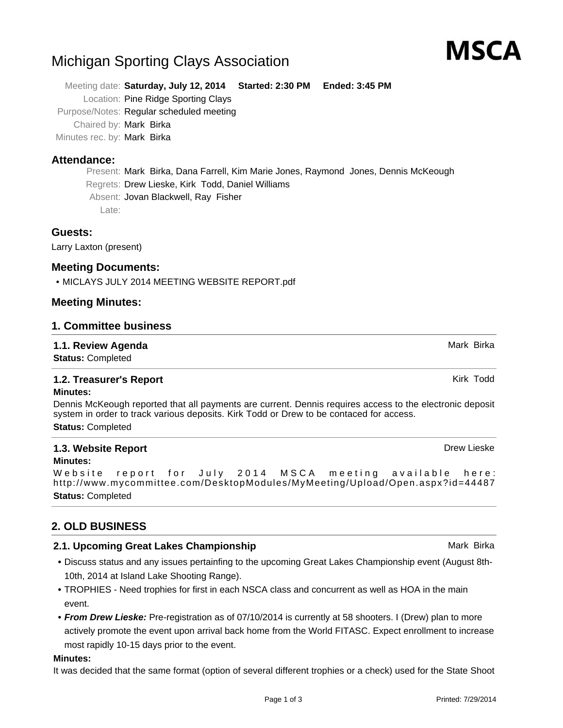# Michigan Sporting Clays Association

**MSCA**

Meeting date: **Saturday, July 12, 2014 Started: 2:30 PM Ended: 3:45 PM**

Location: Pine Ridge Sporting Clays

Purpose/Notes: Regular scheduled meeting

Chaired by: Mark Birka

Minutes rec. by: Mark Birka

## Attendance:

Present: Mark Birka, Dana Farrell, Kim Marie Jones, Raymond Jones, Dennis McKeough

Regrets: Drew Lieske, Kirk Todd, Daniel Williams

Absent: Jovan Blackwell, Ray Fisher

Late:

## Guests:

Larry Laxton (present)

## Meeting Documents:

- MICLAYS JULY 2014 MEETING WEBSITE REPORT.pdf

## Meeting Minutes:

## 1. Committee business

### 1.1. Review Agenda — Mark Birka

**Status:** Completed

### 1.2. Treasurer's Report — Kirk Todd

**Minutes:**

Dennis McKeough reported that all payments are current. Dennis requires access to the electronic deposit system in order to track various deposits. Kirk Todd or Drew to be contaced for access.

**Status:** Completed

### 1.3. Website Report — Drew Lieske

**Minutes:**

Website report for July 2014 MSCA meeting available here: http://www.mycommittee.com/DesktopModules/MyMeeting/Upload/Open.aspx?id=44487

**Status:** Completed

## 2. OLD BUSINESS

### 2.1. Upcoming Great Lakes Championship — Mark Birka

- Discuss status and any issues pertainfing to the upcoming Great Lakes Championship event (August 8th-10th, 2014 at Island Lake Shooting Range).
- TROPHIES - Need trophies for first in each NSCA class and concurrent as well as HOA in the main event.
- ***From Drew Lieske:*** Pre-registration as of 07/10/2014 is currently at 58 shooters. I (Drew) plan to more actively promote the event upon arrival back home from the World FITASC. Expect enrollment to increase most rapidly 10-15 days prior to the event.

**Minutes:**

It was decided that the same format (option of several different trophies or a check) used for the State Shoot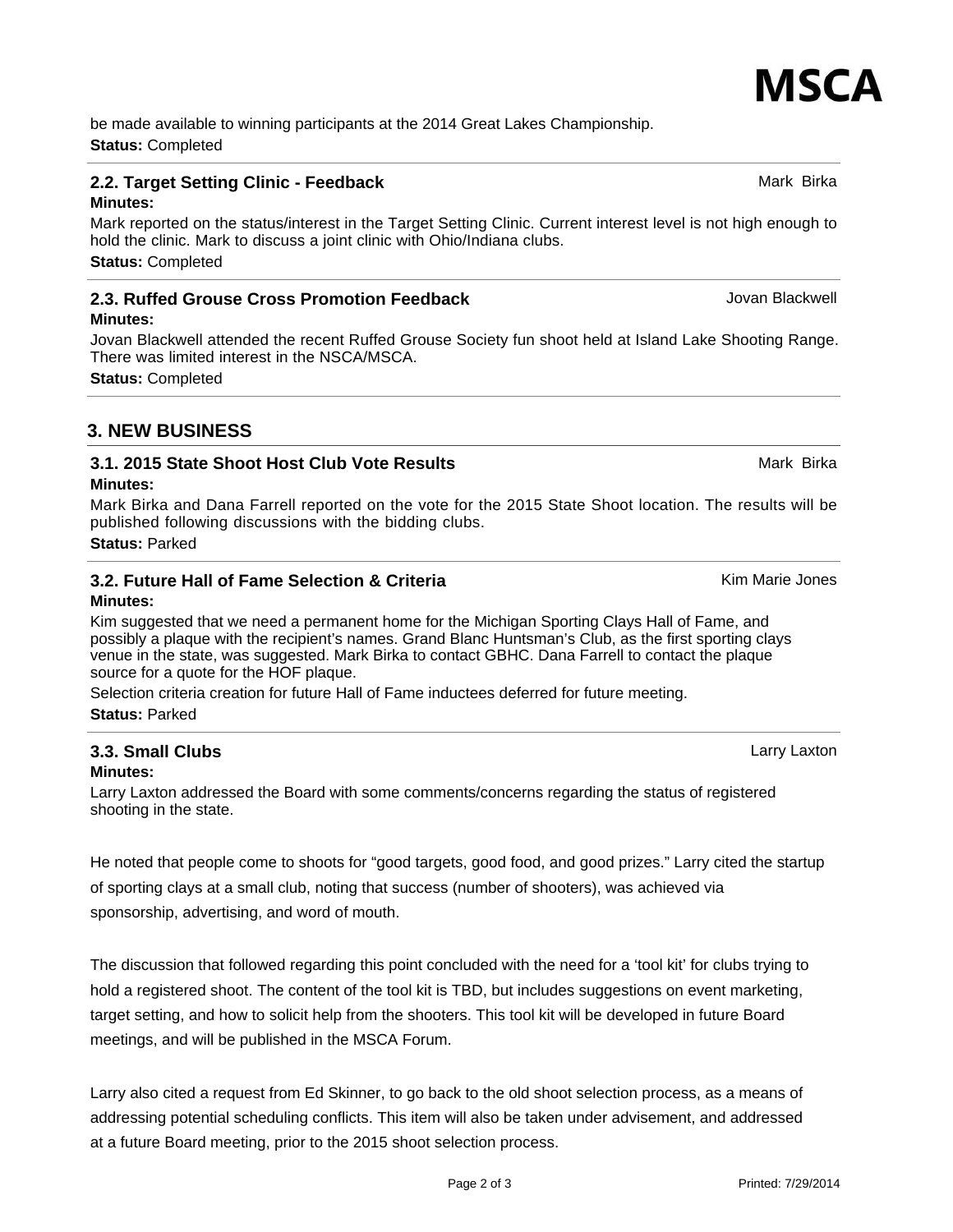be made available to winning participants at the 2014 Great Lakes Championship.

**Status:** Completed

### 2.2. Target Setting Clinic - Feedback

Mark Birka

**Minutes:**

Mark reported on the status/interest in the Target Setting Clinic. Current interest level is not high enough to hold the clinic. Mark to discuss a joint clinic with Ohio/Indiana clubs.

**Status:** Completed

### 2.3. Ruffed Grouse Cross Promotion Feedback

Jovan Blackwell

**Minutes:**

Jovan Blackwell attended the recent Ruffed Grouse Society fun shoot held at Island Lake Shooting Range. There was limited interest in the NSCA/MSCA.

**Status:** Completed

## 3. NEW BUSINESS

### 3.1. 2015 State Shoot Host Club Vote Results

Mark Birka

**Minutes:**

Mark Birka and Dana Farrell reported on the vote for the 2015 State Shoot location. The results will be published following discussions with the bidding clubs.

**Status:** Parked

### 3.2. Future Hall of Fame Selection & Criteria

Kim Marie Jones

**Minutes:**

Kim suggested that we need a permanent home for the Michigan Sporting Clays Hall of Fame, and possibly a plaque with the recipient's names. Grand Blanc Huntsman's Club, as the first sporting clays venue in the state, was suggested. Mark Birka to contact GBHC. Dana Farrell to contact the plaque source for a quote for the HOF plaque.

Selection criteria creation for future Hall of Fame inductees deferred for future meeting.

**Status:** Parked

### 3.3. Small Clubs

Larry Laxton

**Minutes:**

Larry Laxton addressed the Board with some comments/concerns regarding the status of registered shooting in the state.

He noted that people come to shoots for "good targets, good food, and good prizes." Larry cited the startup of sporting clays at a small club, noting that success (number of shooters), was achieved via sponsorship, advertising, and word of mouth.

The discussion that followed regarding this point concluded with the need for a 'tool kit' for clubs trying to hold a registered shoot. The content of the tool kit is TBD, but includes suggestions on event marketing, target setting, and how to solicit help from the shooters. This tool kit will be developed in future Board meetings, and will be published in the MSCA Forum.

Larry also cited a request from Ed Skinner, to go back to the old shoot selection process, as a means of addressing potential scheduling conflicts. This item will also be taken under advisement, and addressed at a future Board meeting, prior to the 2015 shoot selection process.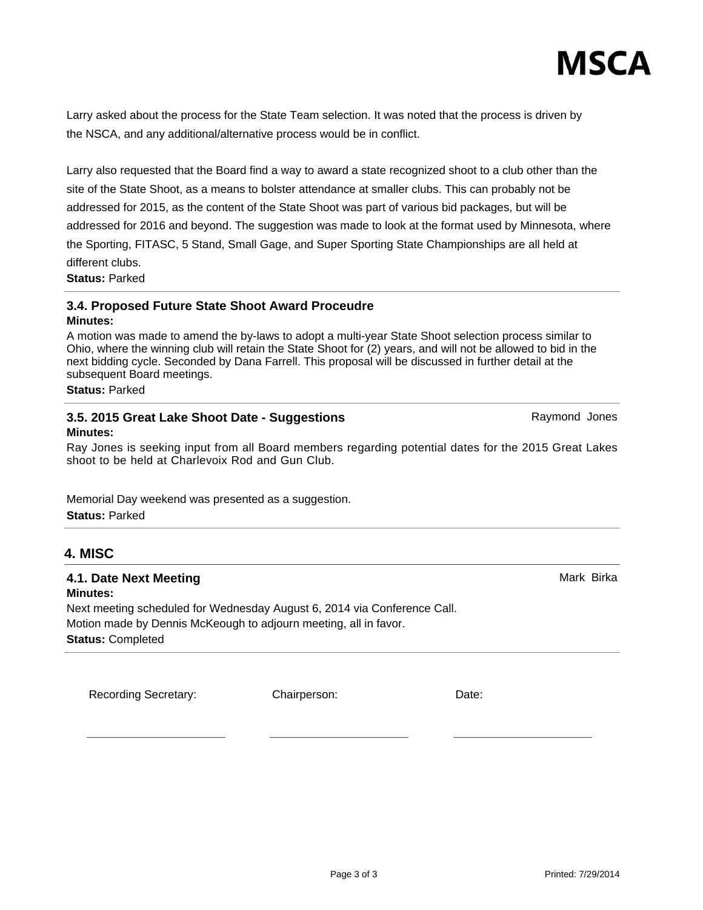Larry asked about the process for the State Team selection. It was noted that the process is driven by the NSCA, and any additional/alternative process would be in conflict.

Larry also requested that the Board find a way to award a state recognized shoot to a club other than the site of the State Shoot, as a means to bolster attendance at smaller clubs. This can probably not be addressed for 2015, as the content of the State Shoot was part of various bid packages, but will be addressed for 2016 and beyond. The suggestion was made to look at the format used by Minnesota, where the Sporting, FITASC, 5 Stand, Small Gage, and Super Sporting State Championships are all held at different clubs.

**Status:** Parked

### 3.4. Proposed Future State Shoot Award Proceudre

**Minutes:**

A motion was made to amend the by-laws to adopt a multi-year State Shoot selection process similar to Ohio, where the winning club will retain the State Shoot for (2) years, and will not be allowed to bid in the next bidding cycle. Seconded by Dana Farrell. This proposal will be discussed in further detail at the subsequent Board meetings.

**Status:** Parked

### 3.5. 2015 Great Lake Shoot Date - Suggestions

Raymond Jones

**Minutes:**

Ray Jones is seeking input from all Board members regarding potential dates for the 2015 Great Lakes shoot to be held at Charlevoix Rod and Gun Club.

Memorial Day weekend was presented as a suggestion.

**Status:** Parked

## 4. MISC

### 4.1. Date Next Meeting

Mark Birka

**Minutes:**

Next meeting scheduled for Wednesday August 6, 2014 via Conference Call.

Motion made by Dennis McKeough to adjourn meeting, all in favor.

**Status:** Completed

Recording Secretary: \_\_\_\_\_\_\_\_\_\_\_\_\_\_\_\_\_\_\_\_

Chairperson: \_\_\_\_\_\_\_\_\_\_\_\_\_\_\_\_\_\_\_\_

Date: \_\_\_\_\_\_\_\_\_\_\_\_\_\_\_\_\_\_\_\_